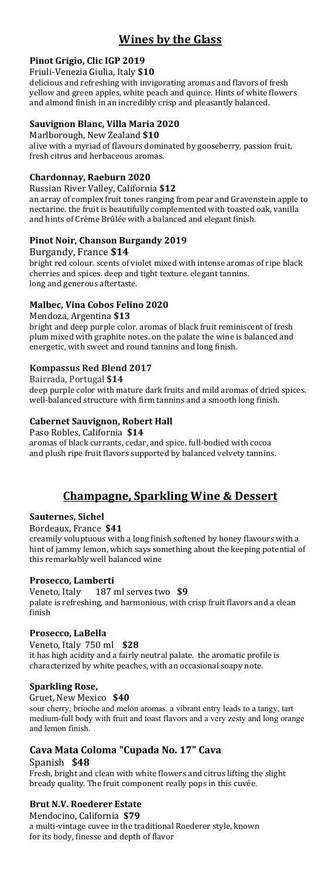# Wines by the Glass

### Pinot Grigio, Clic IGP 2019

Friuli-Venezia Giulia, Italy **$10**

delicious and refreshing with invigorating aromas and flavors of fresh yellow and green apples, white peach and quince. Hints of white flowers and almond finish in an incredibly crisp and pleasantly balanced.

### Sauvignon Blanc, Villa Maria 2020

Marlborough, New Zealand **$10**

alive with a myriad of flavours dominated by gooseberry, passion fruit, fresh citrus and herbaceous aromas.

### Chardonnay, Raeburn 2020

Russian River Valley, California **$12**

an array of complex fruit tones ranging from pear and Gravenstein apple to nectarine. the fruit is beautifully complemented with toasted oak, vanilla and hints of Crème Brûlée with a balanced and elegant finish.

### Pinot Noir, Chanson Burgandy 2019

Burgandy, France **$14**

bright red colour. scents of violet mixed with intense aromas of ripe black cherries and spices. deep and tight texture. elegant tannins. long and generous aftertaste.

### Malbec, Vina Cobos Felino 2020

Mendoza, Argentina **$13**

bright and deep purple color. aromas of black fruit reminiscent of fresh plum mixed with graphite notes. on the palate the wine is balanced and energetic, with sweet and round tannins and long finish.

### Kompassus Red Blend 2017

Bairrada, Portugal **$14**

deep purple color with mature dark fruits and mild aromas of dried spices. well-balanced structure with firm tannins and a smooth long finish.

### Cabernet Sauvignon, Robert Hall

Paso Robles, California **$14**

aromas of black currants, cedar, and spice. full-bodied with cocoa and plush ripe fruit flavors supported by balanced velvety tannins.

# Champagne, Sparkling Wine & Dessert

### Sauternes, Sichel

Bordeaux, France **$41**

creamily voluptuous with a long finish softened by honey flavours with a hint of jammy lemon, which says something about the keeping potential of this remarkably well balanced wine

### Prosecco, Lamberti

Veneto, Italy 187 ml serves two **$9**

palate is refreshing, and harmonious, with crisp fruit flavors and a clean finish

### Prosecco, LaBella

Veneto, Italy 750 ml **$28**

it has high acidity and a fairly neutral palate. the aromatic profile is characterized by white peaches, with an occasional soapy note.

### Sparkling Rose,

Gruet, New Mexico **$40**

sour cherry, brioche and melon aromas. a vibrant entry leads to a tangy, tart medium-full body with fruit and toast flavors and a very zesty and long orange and lemon finish.

### Cava Mata Coloma "Cupada No. 17" Cava

Spanish **$48**

Fresh, bright and clean with white flowers and citrus lifting the slight bready quality. The fruit component really pops in this cuvée.

### Brut N.V. Roederer Estate

Mendocino, California **$79**

a multi-vintage cuvee in the traditional Roederer style, known for its body, finesse and depth of flavor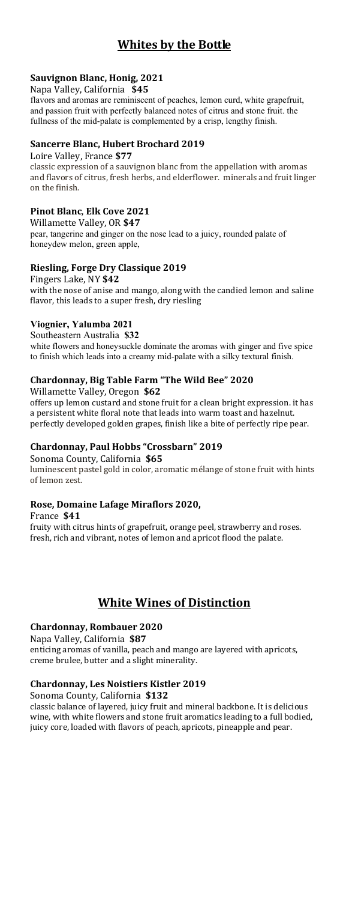# Whites by the Bottle

### Sauvignon Blanc, Honig, 2021

Napa Valley, California **$45**

flavors and aromas are reminiscent of peaches, lemon curd, white grapefruit, and passion fruit with perfectly balanced notes of citrus and stone fruit. the fullness of the mid-palate is complemented by a crisp, lengthy finish.

### Sancerre Blanc, Hubert Brochard 2019

Loire Valley, France **$77**

classic expression of a sauvignon blanc from the appellation with aromas and flavors of citrus, fresh herbs, and elderflower. minerals and fruit linger on the finish.

### Pinot Blanc, Elk Cove 2021

Willamette Valley, OR **$47**

pear, tangerine and ginger on the nose lead to a juicy, rounded palate of honeydew melon, green apple,

### Riesling, Forge Dry Classique 2019

Fingers Lake, NY **$42**

with the nose of anise and mango, along with the candied lemon and saline flavor, this leads to a super fresh, dry riesling

### Viognier, Yalumba 2021

Southeastern Australia **$32**

white flowers and honeysuckle dominate the aromas with ginger and five spice to finish which leads into a creamy mid-palate with a silky textural finish.

### Chardonnay, Big Table Farm "The Wild Bee" 2020

Willamette Valley, Oregon **$62**

offers up lemon custard and stone fruit for a clean bright expression. it has a persistent white floral note that leads into warm toast and hazelnut. perfectly developed golden grapes, finish like a bite of perfectly ripe pear.

### Chardonnay, Paul Hobbs "Crossbarn" 2019

Sonoma County, California **$65**

luminescent pastel gold in color, aromatic mélange of stone fruit with hints of lemon zest.

### Rose, Domaine Lafage Miraflors 2020,

France **$41**

fruity with citrus hints of grapefruit, orange peel, strawberry and roses. fresh, rich and vibrant, notes of lemon and apricot flood the palate.

# White Wines of Distinction

### Chardonnay, Rombauer 2020

Napa Valley, California **$87**

enticing aromas of vanilla, peach and mango are layered with apricots, creme brulee, butter and a slight minerality.

### Chardonnay, Les Noistiers Kistler 2019

Sonoma County, California **$132**

classic balance of layered, juicy fruit and mineral backbone. It is delicious wine, with white flowers and stone fruit aromatics leading to a full bodied, juicy core, loaded with flavors of peach, apricots, pineapple and pear.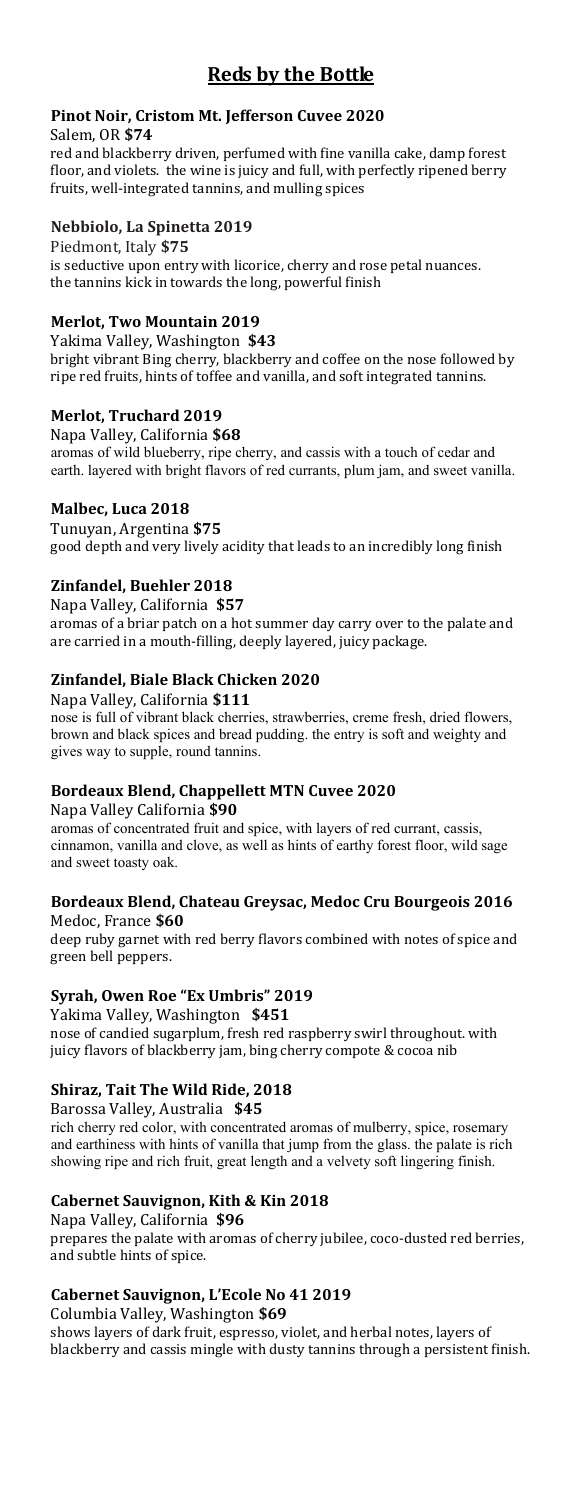# Reds by the Bottle

### Pinot Noir, Cristom Mt. Jefferson Cuvee 2020

Salem, OR **$74**

red and blackberry driven, perfumed with fine vanilla cake, damp forest floor, and violets. the wine is juicy and full, with perfectly ripened berry fruits, well-integrated tannins, and mulling spices

### Nebbiolo, La Spinetta 2019

Piedmont, Italy **$75**

is seductive upon entry with licorice, cherry and rose petal nuances. the tannins kick in towards the long, powerful finish

### Merlot, Two Mountain 2019

Yakima Valley, Washington **$43**

bright vibrant Bing cherry, blackberry and coffee on the nose followed by ripe red fruits, hints of toffee and vanilla, and soft integrated tannins.

### Merlot, Truchard 2019

Napa Valley, California **$68**

aromas of wild blueberry, ripe cherry, and cassis with a touch of cedar and earth. layered with bright flavors of red currants, plum jam, and sweet vanilla.

### Malbec, Luca 2018

Tunuyan, Argentina **$75**

good depth and very lively acidity that leads to an incredibly long finish

### Zinfandel, Buehler 2018

Napa Valley, California **$57**

aromas of a briar patch on a hot summer day carry over to the palate and are carried in a mouth-filling, deeply layered, juicy package.

### Zinfandel, Biale Black Chicken 2020

Napa Valley, California **$111**

nose is full of vibrant black cherries, strawberries, creme fresh, dried flowers, brown and black spices and bread pudding. the entry is soft and weighty and gives way to supple, round tannins.

### Bordeaux Blend, Chappellett MTN Cuvee 2020

Napa Valley California **$90**

aromas of concentrated fruit and spice, with layers of red currant, cassis, cinnamon, vanilla and clove, as well as hints of earthy forest floor, wild sage and sweet toasty oak.

### Bordeaux Blend, Chateau Greysac, Medoc Cru Bourgeois 2016

Medoc, France **$60**

deep ruby garnet with red berry flavors combined with notes of spice and green bell peppers.

### Syrah, Owen Roe "Ex Umbris" 2019

Yakima Valley, Washington **$451**

nose of candied sugarplum, fresh red raspberry swirl throughout. with juicy flavors of blackberry jam, bing cherry compote & cocoa nib

### Shiraz, Tait The Wild Ride, 2018

Barossa Valley, Australia **$45**

rich cherry red color, with concentrated aromas of mulberry, spice, rosemary and earthiness with hints of vanilla that jump from the glass. the palate is rich showing ripe and rich fruit, great length and a velvety soft lingering finish.

### Cabernet Sauvignon, Kith & Kin 2018

Napa Valley, California **$96**

prepares the palate with aromas of cherry jubilee, coco-dusted red berries, and subtle hints of spice.

### Cabernet Sauvignon, L'Ecole No 41 2019

Columbia Valley, Washington **$69**

shows layers of dark fruit, espresso, violet, and herbal notes, layers of blackberry and cassis mingle with dusty tannins through a persistent finish.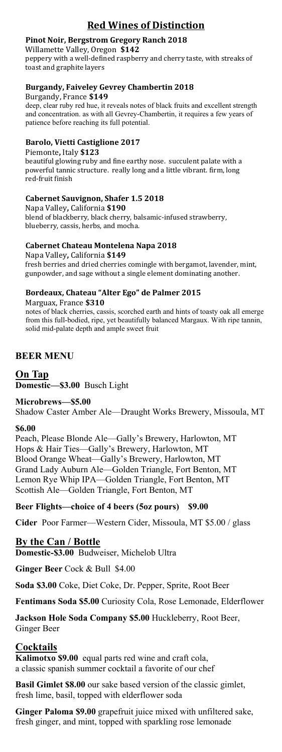# Red Wines of Distinction

**Pinot Noir, Bergstrom Gregory Ranch 2018**
Willamette Valley, Oregon **$142**
peppery with a well-defined raspberry and cherry taste, with streaks of toast and graphite layers

**Burgandy, Faiveley Gevrey Chambertin 2018**
Burgandy, France **$149**
deep, clear ruby red hue, it reveals notes of black fruits and excellent strength and concentration. as with all Gevrey-Chambertin, it requires a few years of patience before reaching its full potential.

**Barolo, Vietti Castiglione 2017**
Piemonte**,** Italy **$123**
beautiful glowing ruby and fine earthy nose. succulent palate with a powerful tannic structure. really long and a little vibrant. firm, long red-fruit finish

**Cabernet Sauvignon, Shafer 1.5 2018**
Napa Valley**,** California **$190**
blend of blackberry, black cherry, balsamic-infused strawberry, blueberry, cassis, herbs, and mocha.

**Cabernet Chateau Montelena Napa 2018**
Napa Valley**,** California **$149**
fresh berries and dried cherries comingle with bergamot, lavender, mint, gunpowder, and sage without a single element dominating another.

**Bordeaux, Chateau "Alter Ego" de Palmer 2015**
Marguax, France **$310**
notes of black cherries, cassis, scorched earth and hints of toasty oak all emerge from this full-bodied, ripe, yet beautifully balanced Margaux. With ripe tannin, solid mid-palate depth and ample sweet fruit

## BEER MENU

### On Tap

**Domestic—$3.00** Busch Light

**Microbrews—$5.00**
Shadow Caster Amber Ale—Draught Works Brewery, Missoula, MT

**$6.00**
Peach, Please Blonde Ale—Gally's Brewery, Harlowton, MT
Hops & Hair Ties—Gally's Brewery, Harlowton, MT
Blood Orange Wheat—Gally's Brewery, Harlowton, MT
Grand Lady Auburn Ale—Golden Triangle, Fort Benton, MT
Lemon Rye Whip IPA—Golden Triangle, Fort Benton, MT
Scottish Ale—Golden Triangle, Fort Benton, MT

**Beer Flights—choice of 4 beers (5oz pours) $9.00**

**Cider** Poor Farmer—Western Cider, Missoula, MT $5.00 / glass

### By the Can / Bottle

**Domestic-$3.00** Budweiser, Michelob Ultra

**Ginger Beer** Cock & Bull $4.00

**Soda $3.00** Coke, Diet Coke, Dr. Pepper, Sprite, Root Beer

**Fentimans Soda $5.00** Curiosity Cola, Rose Lemonade, Elderflower

**Jackson Hole Soda Company $5.00** Huckleberry, Root Beer, Ginger Beer

### Cocktails

**Kalimotxo $9.00** equal parts red wine and craft cola, a classic spanish summer cocktail a favorite of our chef

**Basil Gimlet $8.00** our sake based version of the classic gimlet, fresh lime, basil, topped with elderflower soda

**Ginger Paloma $9.00** grapefruit juice mixed with unfiltered sake, fresh ginger, and mint, topped with sparkling rose lemonade